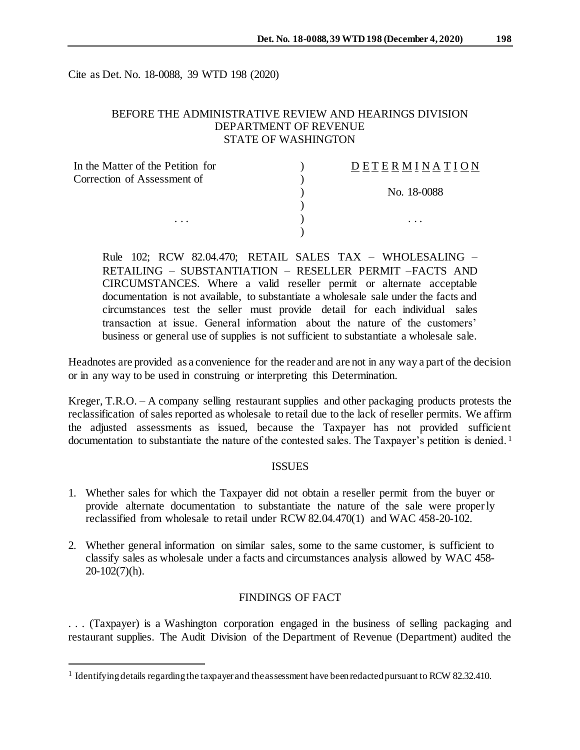Cite as Det. No. 18-0088, 39 WTD 198 (2020)

BEFORE THE ADMINISTRATIVE REVIEW AND HEARINGS DIVISION
DEPARTMENT OF REVENUE
STATE OF WASHINGTON

| | | |
|---|---|---|
| In the Matter of the Petition for Correction of Assessment of | ) | DETERMINATION |
| | ) | No. 18-0088 |
| . . . | ) | . . . |

Rule 102; RCW 82.04.470; RETAIL SALES TAX – WHOLESALING – RETAILING – SUBSTANTIATION – RESELLER PERMIT –FACTS AND CIRCUMSTANCES. Where a valid reseller permit or alternate acceptable documentation is not available, to substantiate a wholesale sale under the facts and circumstances test the seller must provide detail for each individual sales transaction at issue. General information about the nature of the customers' business or general use of supplies is not sufficient to substantiate a wholesale sale.

Headnotes are provided as a convenience for the reader and are not in any way a part of the decision or in any way to be used in construing or interpreting this Determination.

Kreger, T.R.O. – A company selling restaurant supplies and other packaging products protests the reclassification of sales reported as wholesale to retail due to the lack of reseller permits. We affirm the adjusted assessments as issued, because the Taxpayer has not provided sufficient documentation to substantiate the nature of the contested sales. The Taxpayer's petition is denied.[1]

## ISSUES

1. Whether sales for which the Taxpayer did not obtain a reseller permit from the buyer or provide alternate documentation to substantiate the nature of the sale were properly reclassified from wholesale to retail under RCW 82.04.470(1) and WAC 458-20-102.
2. Whether general information on similar sales, some to the same customer, is sufficient to classify sales as wholesale under a facts and circumstances analysis allowed by WAC 458-20-102(7)(h).

## FINDINGS OF FACT

. . . (Taxpayer) is a Washington corporation engaged in the business of selling packaging and restaurant supplies. The Audit Division of the Department of Revenue (Department) audited the

[1] Identifying details regarding the taxpayer and the assessment have been redacted pursuant to RCW 82.32.410.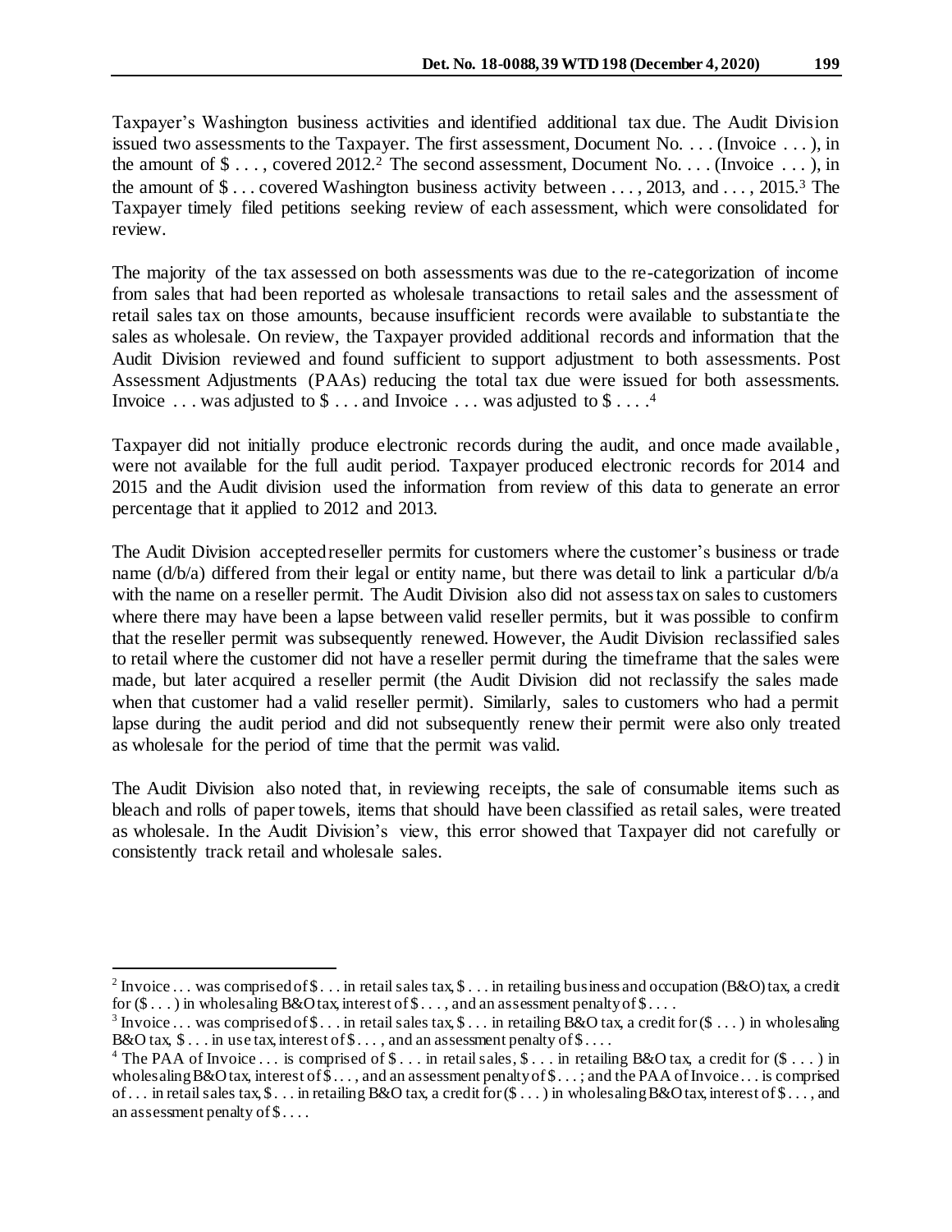Taxpayer's Washington business activities and identified additional tax due. The Audit Division issued two assessments to the Taxpayer. The first assessment, Document No. . . . (Invoice . . . ), in the amount of $ . . . , covered 2012.[2] The second assessment, Document No. . . . (Invoice . . . ), in the amount of $ . . . covered Washington business activity between . . . , 2013, and . . . , 2015.[3] The Taxpayer timely filed petitions seeking review of each assessment, which were consolidated for review.

The majority of the tax assessed on both assessments was due to the re-categorization of income from sales that had been reported as wholesale transactions to retail sales and the assessment of retail sales tax on those amounts, because insufficient records were available to substantiate the sales as wholesale. On review, the Taxpayer provided additional records and information that the Audit Division reviewed and found sufficient to support adjustment to both assessments. Post Assessment Adjustments (PAAs) reducing the total tax due were issued for both assessments. Invoice . . . was adjusted to $ . . . and Invoice . . . was adjusted to $ . . . .[4]

Taxpayer did not initially produce electronic records during the audit, and once made available, were not available for the full audit period. Taxpayer produced electronic records for 2014 and 2015 and the Audit division used the information from review of this data to generate an error percentage that it applied to 2012 and 2013.

The Audit Division accepted reseller permits for customers where the customer's business or trade name (d/b/a) differed from their legal or entity name, but there was detail to link a particular d/b/a with the name on a reseller permit. The Audit Division also did not assess tax on sales to customers where there may have been a lapse between valid reseller permits, but it was possible to confirm that the reseller permit was subsequently renewed. However, the Audit Division reclassified sales to retail where the customer did not have a reseller permit during the timeframe that the sales were made, but later acquired a reseller permit (the Audit Division did not reclassify the sales made when that customer had a valid reseller permit). Similarly, sales to customers who had a permit lapse during the audit period and did not subsequently renew their permit were also only treated as wholesale for the period of time that the permit was valid.

The Audit Division also noted that, in reviewing receipts, the sale of consumable items such as bleach and rolls of paper towels, items that should have been classified as retail sales, were treated as wholesale. In the Audit Division's view, this error showed that Taxpayer did not carefully or consistently track retail and wholesale sales.

---

[2] Invoice . . . was comprised of $ . . . in retail sales tax, $ . . . in retailing business and occupation (B&O) tax, a credit for ($ . . . ) in wholesaling B&O tax, interest of $ . . . , and an assessment penalty of $ . . . .

[3] Invoice . . . was comprised of $ . . . in retail sales tax, $ . . . in retailing B&O tax, a credit for ($ . . . ) in wholesaling B&O tax, $ . . . in use tax, interest of $ . . . , and an assessment penalty of $ . . . .

[4] The PAA of Invoice . . . is comprised of $ . . . in retail sales, $ . . . in retailing B&O tax, a credit for ($ . . . ) in wholesaling B&O tax, interest of $ . . . , and an assessment penalty of $ . . . ; and the PAA of Invoice . . . is comprised of . . . in retail sales tax, $ . . . in retailing B&O tax, a credit for ($ . . . ) in wholesaling B&O tax, interest of $ . . . , and an assessment penalty of $ . . . .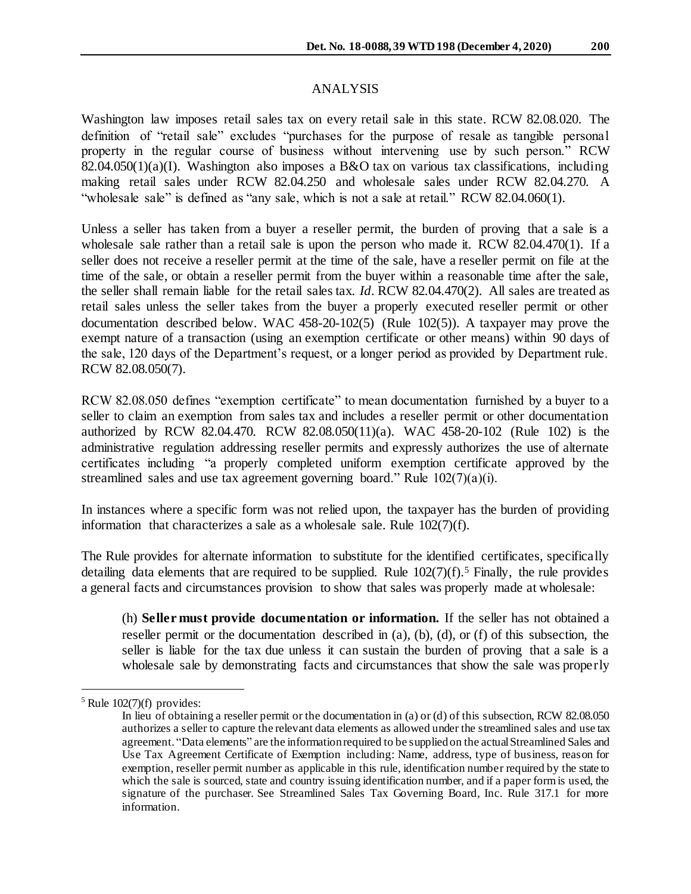## ANALYSIS

Washington law imposes retail sales tax on every retail sale in this state. RCW 82.08.020. The definition of "retail sale" excludes "purchases for the purpose of resale as tangible personal property in the regular course of business without intervening use by such person." RCW 82.04.050(1)(a)(I). Washington also imposes a B&O tax on various tax classifications, including making retail sales under RCW 82.04.250 and wholesale sales under RCW 82.04.270. A "wholesale sale" is defined as "any sale, which is not a sale at retail." RCW 82.04.060(1).

Unless a seller has taken from a buyer a reseller permit, the burden of proving that a sale is a wholesale sale rather than a retail sale is upon the person who made it. RCW 82.04.470(1). If a seller does not receive a reseller permit at the time of the sale, have a reseller permit on file at the time of the sale, or obtain a reseller permit from the buyer within a reasonable time after the sale, the seller shall remain liable for the retail sales tax. *Id*. RCW 82.04.470(2). All sales are treated as retail sales unless the seller takes from the buyer a properly executed reseller permit or other documentation described below. WAC 458-20-102(5) (Rule 102(5)). A taxpayer may prove the exempt nature of a transaction (using an exemption certificate or other means) within 90 days of the sale, 120 days of the Department's request, or a longer period as provided by Department rule. RCW 82.08.050(7).

RCW 82.08.050 defines "exemption certificate" to mean documentation furnished by a buyer to a seller to claim an exemption from sales tax and includes a reseller permit or other documentation authorized by RCW 82.04.470. RCW 82.08.050(11)(a). WAC 458-20-102 (Rule 102) is the administrative regulation addressing reseller permits and expressly authorizes the use of alternate certificates including "a properly completed uniform exemption certificate approved by the streamlined sales and use tax agreement governing board." Rule 102(7)(a)(i).

In instances where a specific form was not relied upon, the taxpayer has the burden of providing information that characterizes a sale as a wholesale sale. Rule 102(7)(f).

The Rule provides for alternate information to substitute for the identified certificates, specifically detailing data elements that are required to be supplied. Rule 102(7)(f).[5] Finally, the rule provides a general facts and circumstances provision to show that sales was properly made at wholesale:

> (h) **Seller must provide documentation or information.** If the seller has not obtained a reseller permit or the documentation described in (a), (b), (d), or (f) of this subsection, the seller is liable for the tax due unless it can sustain the burden of proving that a sale is a wholesale sale by demonstrating facts and circumstances that show the sale was properly

---

[5] Rule 102(7)(f) provides:

> In lieu of obtaining a reseller permit or the documentation in (a) or (d) of this subsection, RCW 82.08.050 authorizes a seller to capture the relevant data elements as allowed under the streamlined sales and use tax agreement. "Data elements" are the information required to be supplied on the actual Streamlined Sales and Use Tax Agreement Certificate of Exemption including: Name, address, type of business, reason for exemption, reseller permit number as applicable in this rule, identification number required by the state to which the sale is sourced, state and country issuing identification number, and if a paper form is used, the signature of the purchaser. See Streamlined Sales Tax Governing Board, Inc. Rule 317.1 for more information.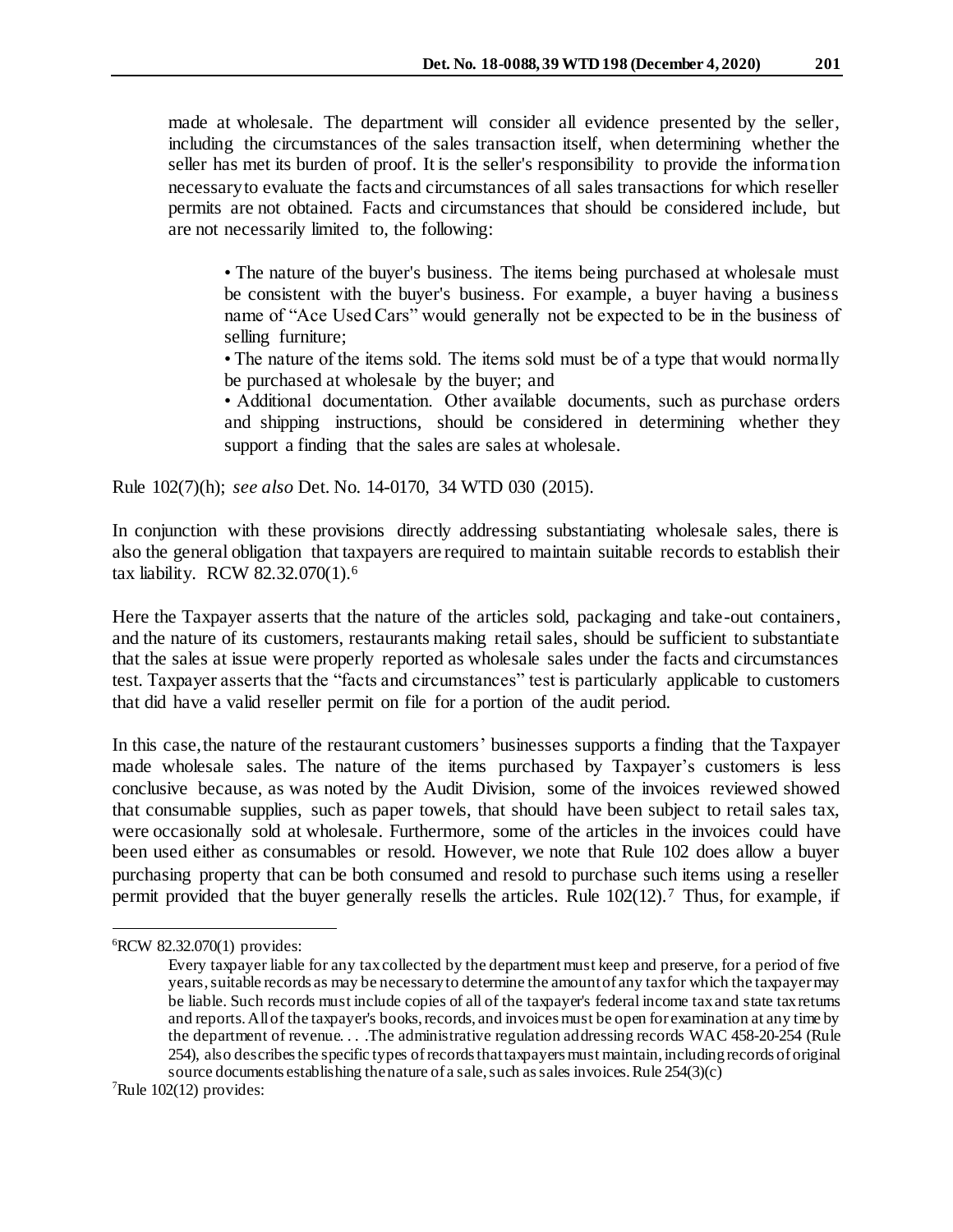> made at wholesale. The department will consider all evidence presented by the seller, including the circumstances of the sales transaction itself, when determining whether the seller has met its burden of proof. It is the seller's responsibility to provide the information necessary to evaluate the facts and circumstances of all sales transactions for which reseller permits are not obtained. Facts and circumstances that should be considered include, but are not necessarily limited to, the following:
>
> > • The nature of the buyer's business. The items being purchased at wholesale must be consistent with the buyer's business. For example, a buyer having a business name of "Ace Used Cars" would generally not be expected to be in the business of selling furniture;
> >
> > • The nature of the items sold. The items sold must be of a type that would normally be purchased at wholesale by the buyer; and
> >
> > • Additional documentation. Other available documents, such as purchase orders and shipping instructions, should be considered in determining whether they support a finding that the sales are sales at wholesale.

Rule 102(7)(h); *see also* Det. No. 14-0170, 34 WTD 030 (2015).

In conjunction with these provisions directly addressing substantiating wholesale sales, there is also the general obligation that taxpayers are required to maintain suitable records to establish their tax liability. RCW 82.32.070(1).[6]

Here the Taxpayer asserts that the nature of the articles sold, packaging and take-out containers, and the nature of its customers, restaurants making retail sales, should be sufficient to substantiate that the sales at issue were properly reported as wholesale sales under the facts and circumstances test. Taxpayer asserts that the "facts and circumstances" test is particularly applicable to customers that did have a valid reseller permit on file for a portion of the audit period.

In this case, the nature of the restaurant customers' businesses supports a finding that the Taxpayer made wholesale sales. The nature of the items purchased by Taxpayer's customers is less conclusive because, as was noted by the Audit Division, some of the invoices reviewed showed that consumable supplies, such as paper towels, that should have been subject to retail sales tax, were occasionally sold at wholesale. Furthermore, some of the articles in the invoices could have been used either as consumables or resold. However, we note that Rule 102 does allow a buyer purchasing property that can be both consumed and resold to purchase such items using a reseller permit provided that the buyer generally resells the articles. Rule 102(12).[7] Thus, for example, if

---

[6]RCW 82.32.070(1) provides:

> Every taxpayer liable for any tax collected by the department must keep and preserve, for a period of five years, suitable records as may be necessary to determine the amount of any tax for which the taxpayer may be liable. Such records must include copies of all of the taxpayer's federal income tax and state tax returns and reports. All of the taxpayer's books, records, and invoices must be open for examination at any time by the department of revenue. . . .The administrative regulation addressing records WAC 458-20-254 (Rule 254), also describes the specific types of records that taxpayers must maintain, including records of original source documents establishing the nature of a sale, such as sales invoices. Rule 254(3)(c)

[7]Rule 102(12) provides: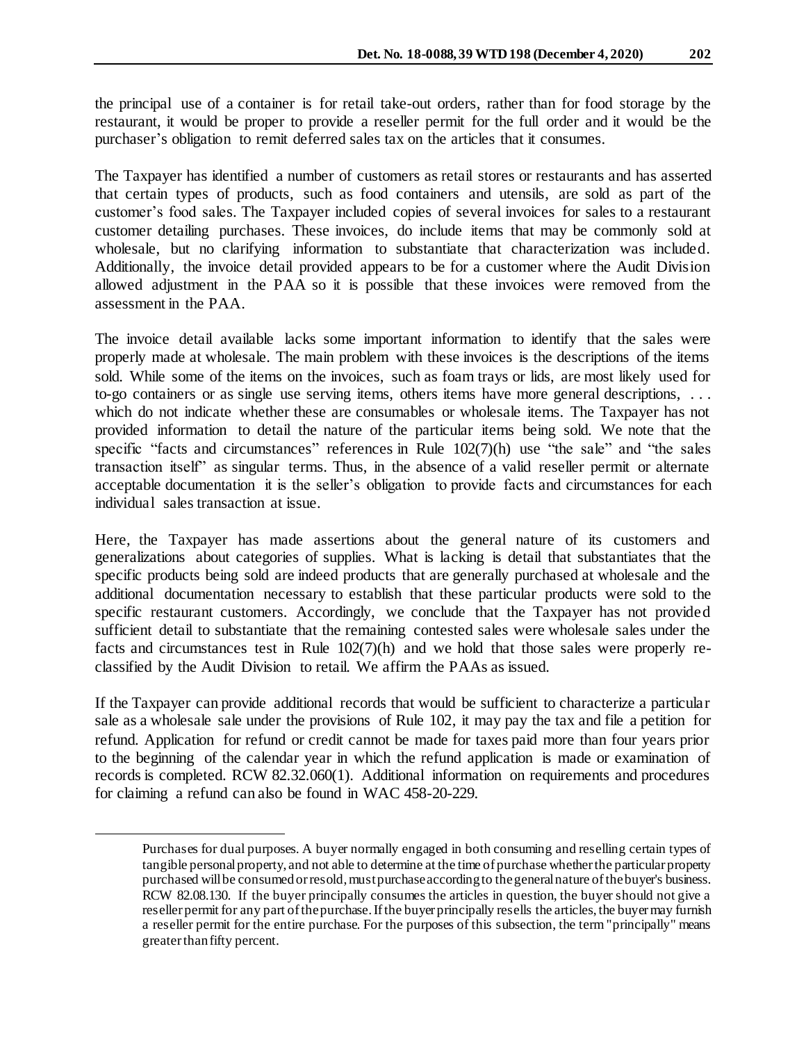the principal use of a container is for retail take-out orders, rather than for food storage by the restaurant, it would be proper to provide a reseller permit for the full order and it would be the purchaser's obligation to remit deferred sales tax on the articles that it consumes.

The Taxpayer has identified a number of customers as retail stores or restaurants and has asserted that certain types of products, such as food containers and utensils, are sold as part of the customer's food sales. The Taxpayer included copies of several invoices for sales to a restaurant customer detailing purchases. These invoices, do include items that may be commonly sold at wholesale, but no clarifying information to substantiate that characterization was included. Additionally, the invoice detail provided appears to be for a customer where the Audit Division allowed adjustment in the PAA so it is possible that these invoices were removed from the assessment in the PAA.

The invoice detail available lacks some important information to identify that the sales were properly made at wholesale. The main problem with these invoices is the descriptions of the items sold. While some of the items on the invoices, such as foam trays or lids, are most likely used for to-go containers or as single use serving items, others items have more general descriptions, . . . which do not indicate whether these are consumables or wholesale items. The Taxpayer has not provided information to detail the nature of the particular items being sold. We note that the specific "facts and circumstances" references in Rule 102(7)(h) use "the sale" and "the sales transaction itself" as singular terms. Thus, in the absence of a valid reseller permit or alternate acceptable documentation it is the seller's obligation to provide facts and circumstances for each individual sales transaction at issue.

Here, the Taxpayer has made assertions about the general nature of its customers and generalizations about categories of supplies. What is lacking is detail that substantiates that the specific products being sold are indeed products that are generally purchased at wholesale and the additional documentation necessary to establish that these particular products were sold to the specific restaurant customers. Accordingly, we conclude that the Taxpayer has not provided sufficient detail to substantiate that the remaining contested sales were wholesale sales under the facts and circumstances test in Rule 102(7)(h) and we hold that those sales were properly re-classified by the Audit Division to retail. We affirm the PAAs as issued.

If the Taxpayer can provide additional records that would be sufficient to characterize a particular sale as a wholesale sale under the provisions of Rule 102, it may pay the tax and file a petition for refund. Application for refund or credit cannot be made for taxes paid more than four years prior to the beginning of the calendar year in which the refund application is made or examination of records is completed. RCW 82.32.060(1). Additional information on requirements and procedures for claiming a refund can also be found in WAC 458-20-229.

---

Purchases for dual purposes. A buyer normally engaged in both consuming and reselling certain types of tangible personal property, and not able to determine at the time of purchase whether the particular property purchased will be consumed or resold, must purchase according to the general nature of the buyer's business. RCW 82.08.130. If the buyer principally consumes the articles in question, the buyer should not give a reseller permit for any part of the purchase. If the buyer principally resells the articles, the buyer may furnish a reseller permit for the entire purchase. For the purposes of this subsection, the term "principally" means greater than fifty percent.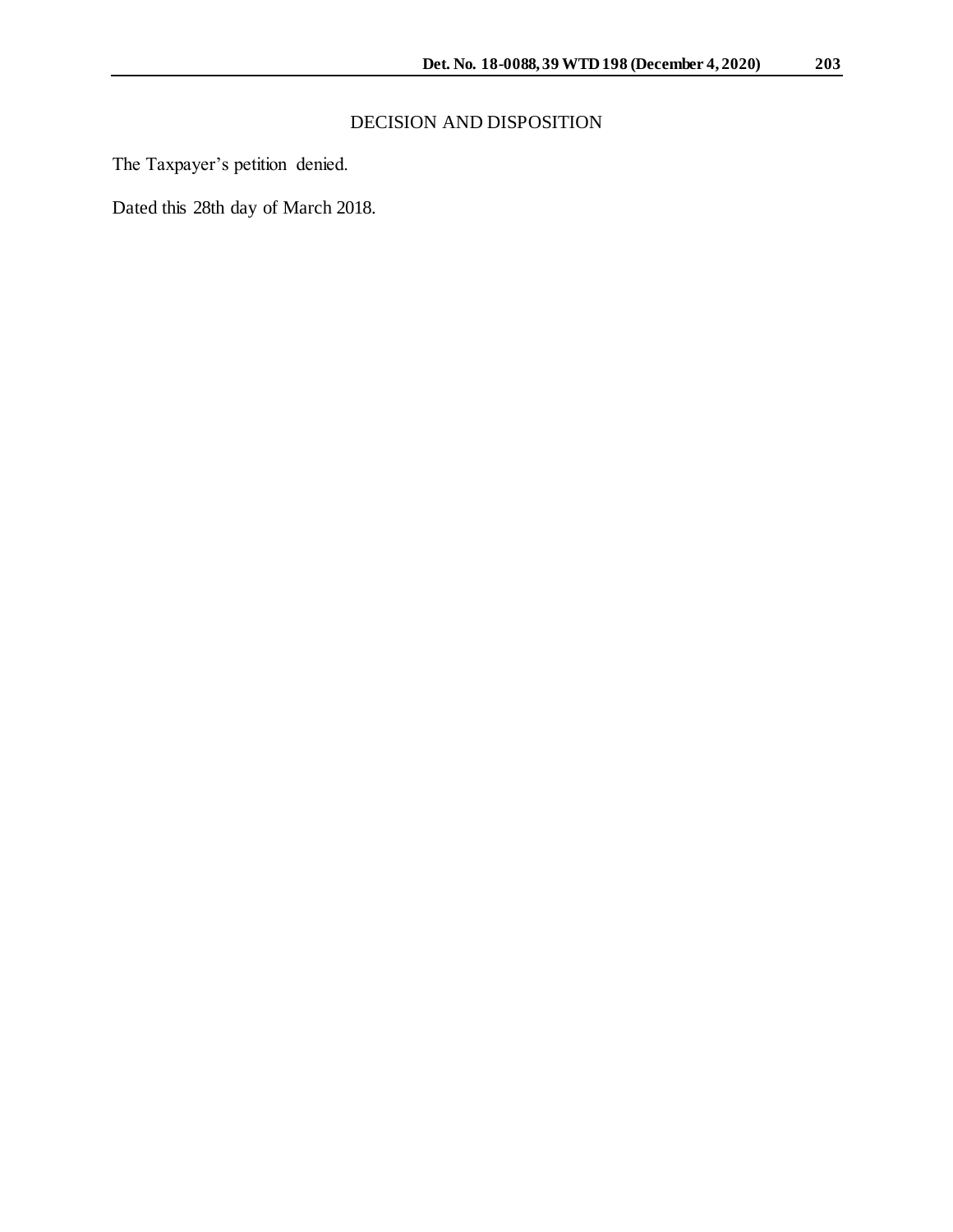## DECISION AND DISPOSITION

The Taxpayer's petition denied.

Dated this 28th day of March 2018.